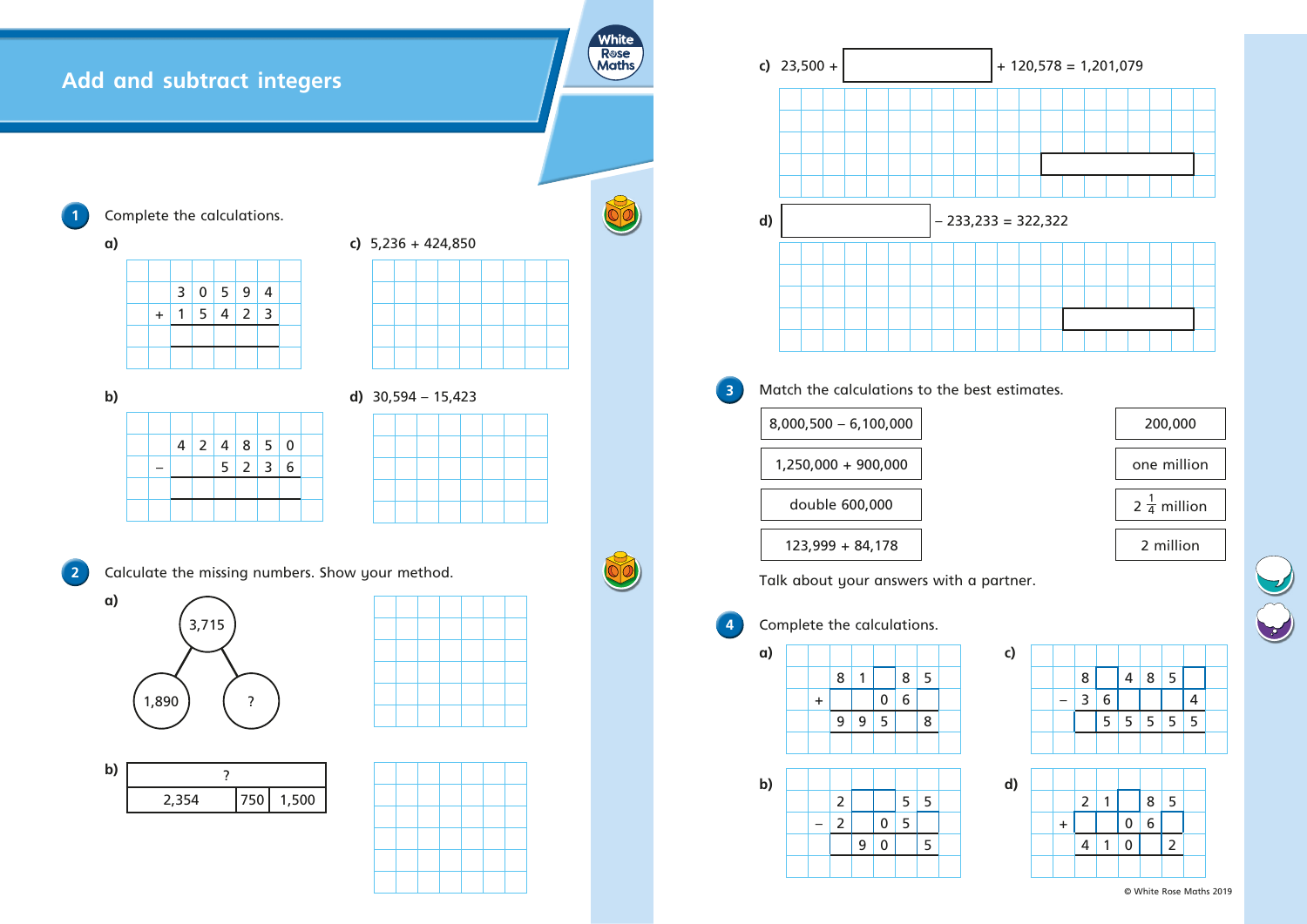# Add and subtract integers

**1** Complete the calculations.

a)

| | | | | | |
|---|---|---|---|---|---|
| | 3 | 0 | 5 | 9 | 4 |
| + | 1 | 5 | 4 | 2 | 3 |
| | | | | | |

b)

| | | | | | | |
|---|---|---|---|---|---|---|
| | 4 | 2 | 4 | 8 | 5 | 0 |
| − | | | 5 | 2 | 3 | 6 |
| | | | | | | |

c) 5,236 + 424,850

d) 30,594 − 15,423

**2** Calculate the missing numbers. Show your method.

a) Part-whole model: whole 3,715; parts 1,890 and ?

b) Bar model: whole ?; parts 2,354, 750, 1,500

c) 23,500 + ☐ + 120,578 = 1,201,079

d) ☐ − 233,233 = 322,322

**3** Match the calculations to the best estimates.

| Calculation | Estimate |
|---|---|
| 8,000,500 − 6,100,000 | 200,000 |
| 1,250,000 + 900,000 | one million |
| double 600,000 | $2\frac{1}{4}$ million |
| 123,999 + 84,178 | 2 million |

Talk about your answers with a partner.

**4** Complete the calculations.

a)

| | | | | | |
|---|---|---|---|---|---|
| | 8 | 1 | ☐ | 8 | 5 |
| + | ☐ | ☐ | 0 | 6 | ☐ |
| | 9 | 9 | 5 | ☐ | 8 |

b)

| | | | | | |
|---|---|---|---|---|---|
| | 2 | ☐ | ☐ | 5 | 5 |
| − | 2 | ☐ | 0 | 5 | ☐ |
| | ☐ | 9 | 0 | ☐ | 5 |

c)

| | | | | | | |
|---|---|---|---|---|---|---|
| | 8 | ☐ | 4 | 8 | 5 | ☐ |
| − | 3 | 6 | ☐ | ☐ | 4 | |
| | ☐ | 5 | 5 | 5 | 5 | 5 |

d)

| | | | | | |
|---|---|---|---|---|---|
| | 2 | 1 | ☐ | 8 | 5 |
| + | ☐ | ☐ | 0 | 6 | ☐ |
| | 4 | 1 | 0 | ☐ | 2 |

© White Rose Maths 2019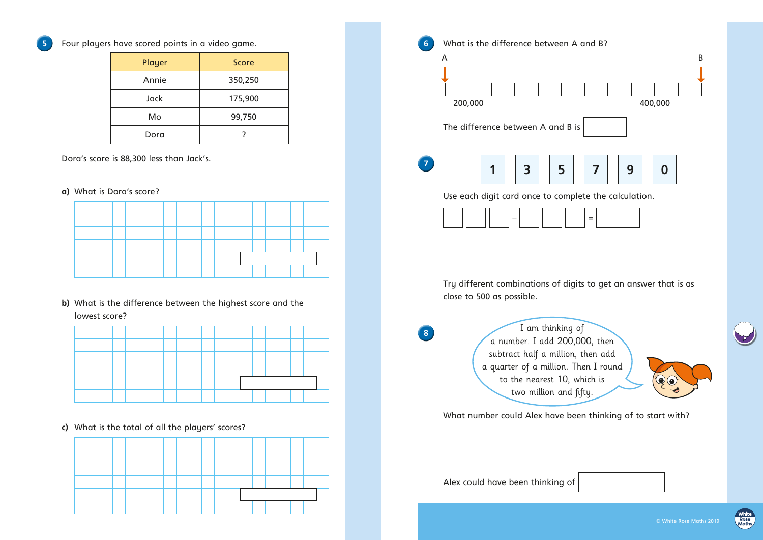5. Four players have scored points in a video game.

| Player | Score |
|---|---|
| Annie | 350,250 |
| Jack | 175,900 |
| Mo | 99,750 |
| Dora | ? |

Dora's score is 88,300 less than Jack's.

**a)** What is Dora's score?

**b)** What is the difference between the highest score and the lowest score?

**c)** What is the total of all the players' scores?

6. What is the difference between A and B?

A

B

200,000

400,000

The difference between A and B is ______

7. 

1 3 5 7 9 0

Use each digit card once to complete the calculation.

☐☐☐ – ☐☐☐ = ______

Try different combinations of digits to get an answer that is as close to 500 as possible.

8. I am thinking of a number. I add 200,000, then subtract half a million, then add a quarter of a million. Then I round to the nearest 10, which is two million and fifty.

What number could Alex have been thinking of to start with?

Alex could have been thinking of ______